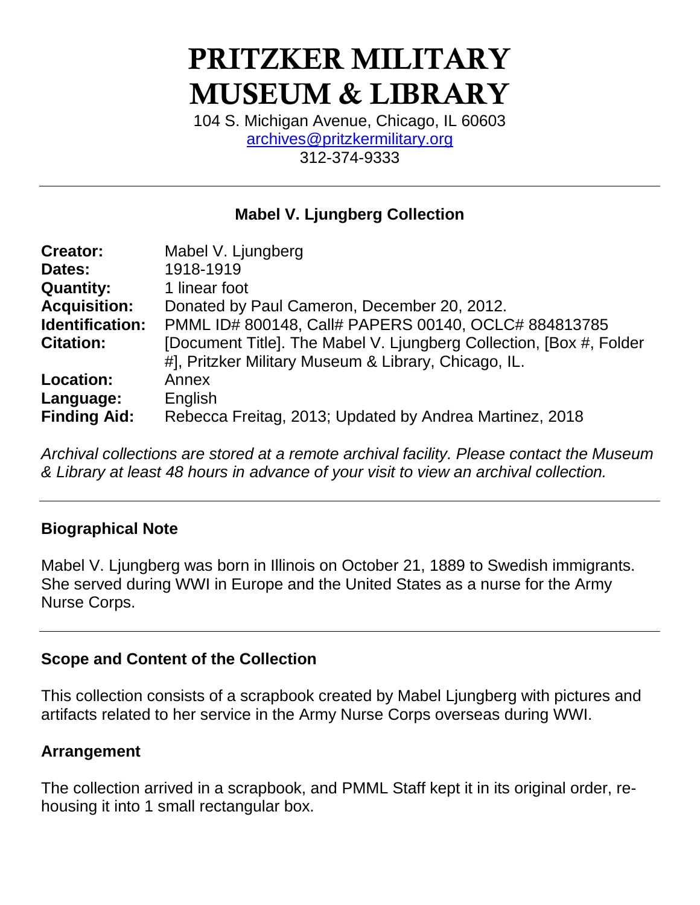# PRITZKER MILITARY MUSEUM & LIBRARY

104 S. Michigan Avenue, Chicago, IL 60603
archives@pritzkermilitary.org
312-374-9333

---

## Mabel V. Ljungberg Collection

| | |
|---|---|
| **Creator:** | Mabel V. Ljungberg |
| **Dates:** | 1918-1919 |
| **Quantity:** | 1 linear foot |
| **Acquisition:** | Donated by Paul Cameron, December 20, 2012. |
| **Identification:** | PMML ID# 800148, Call# PAPERS 00140, OCLC# 884813785 |
| **Citation:** | [Document Title]. The Mabel V. Ljungberg Collection, [Box #, Folder #], Pritzker Military Museum & Library, Chicago, IL. |
| **Location:** | Annex |
| **Language:** | English |
| **Finding Aid:** | Rebecca Freitag, 2013; Updated by Andrea Martinez, 2018 |

*Archival collections are stored at a remote archival facility. Please contact the Museum & Library at least 48 hours in advance of your visit to view an archival collection.*

---

### Biographical Note

Mabel V. Ljungberg was born in Illinois on October 21, 1889 to Swedish immigrants. She served during WWI in Europe and the United States as a nurse for the Army Nurse Corps.

---

### Scope and Content of the Collection

This collection consists of a scrapbook created by Mabel Ljungberg with pictures and artifacts related to her service in the Army Nurse Corps overseas during WWI.

### Arrangement

The collection arrived in a scrapbook, and PMML Staff kept it in its original order, re-housing it into 1 small rectangular box.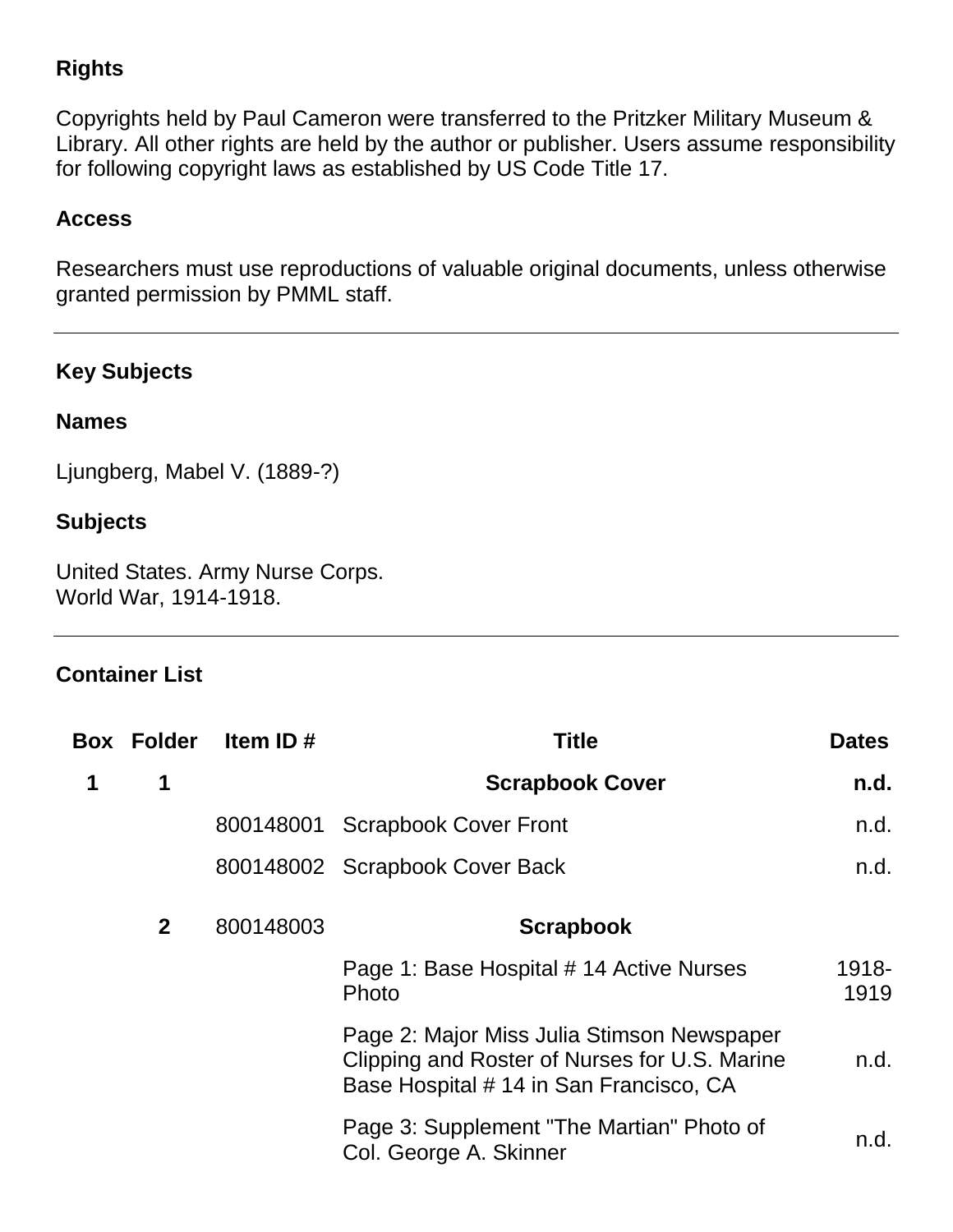**Rights**

Copyrights held by Paul Cameron were transferred to the Pritzker Military Museum & Library. All other rights are held by the author or publisher. Users assume responsibility for following copyright laws as established by US Code Title 17.

**Access**

Researchers must use reproductions of valuable original documents, unless otherwise granted permission by PMML staff.

---

**Key Subjects**

**Names**

Ljungberg, Mabel V. (1889-?)

**Subjects**

United States. Army Nurse Corps.
World War, 1914-1918.

---

**Container List**

| Box | Folder | Item ID # | Title | Dates |
|---|---|---|---|---|
| **1** | **1** | | **Scrapbook Cover** | **n.d.** |
| | | 800148001 | Scrapbook Cover Front | n.d. |
| | | 800148002 | Scrapbook Cover Back | n.d. |
| | **2** | 800148003 | **Scrapbook** | |
| | | | Page 1: Base Hospital # 14 Active Nurses Photo | 1918-1919 |
| | | | Page 2: Major Miss Julia Stimson Newspaper Clipping and Roster of Nurses for U.S. Marine Base Hospital # 14 in San Francisco, CA | n.d. |
| | | | Page 3: Supplement "The Martian" Photo of Col. George A. Skinner | n.d. |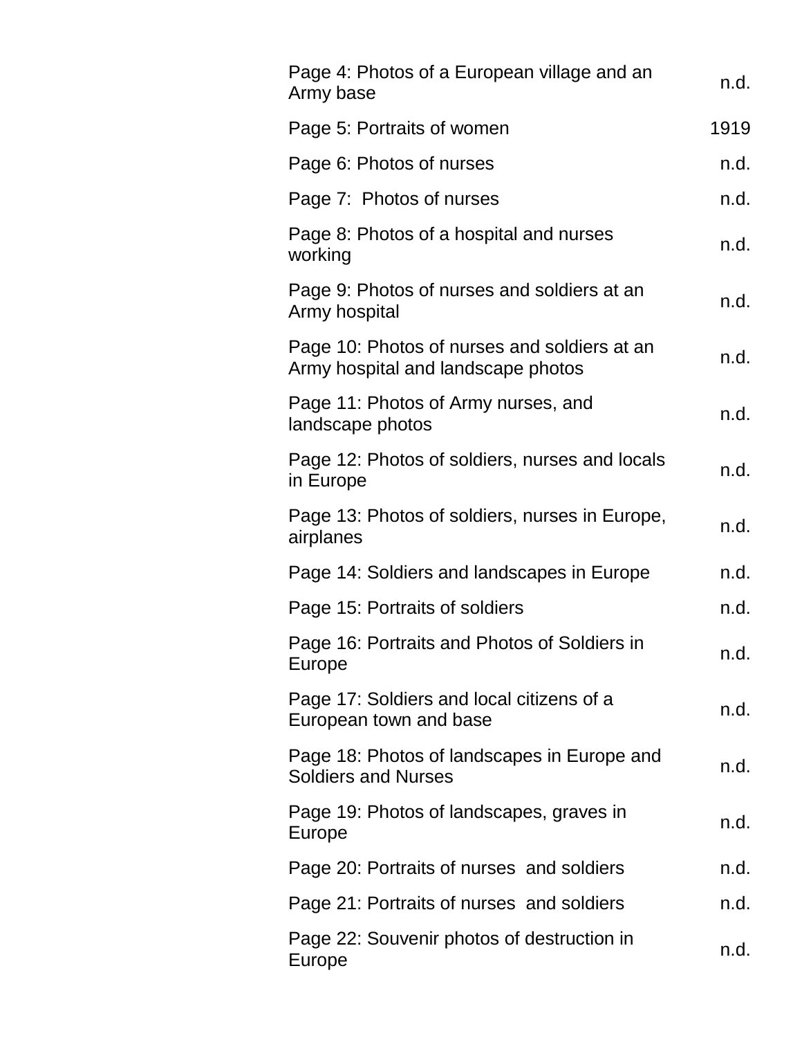| | |
|---|---|
| Page 4: Photos of a European village and an Army base | n.d. |
| Page 5: Portraits of women | 1919 |
| Page 6: Photos of nurses | n.d. |
| Page 7:  Photos of nurses | n.d. |
| Page 8: Photos of a hospital and nurses working | n.d. |
| Page 9: Photos of nurses and soldiers at an Army hospital | n.d. |
| Page 10: Photos of nurses and soldiers at an Army hospital and landscape photos | n.d. |
| Page 11: Photos of Army nurses, and landscape photos | n.d. |
| Page 12: Photos of soldiers, nurses and locals in Europe | n.d. |
| Page 13: Photos of soldiers, nurses in Europe, airplanes | n.d. |
| Page 14: Soldiers and landscapes in Europe | n.d. |
| Page 15: Portraits of soldiers | n.d. |
| Page 16: Portraits and Photos of Soldiers in Europe | n.d. |
| Page 17: Soldiers and local citizens of a European town and base | n.d. |
| Page 18: Photos of landscapes in Europe and Soldiers and Nurses | n.d. |
| Page 19: Photos of landscapes, graves in Europe | n.d. |
| Page 20: Portraits of nurses  and soldiers | n.d. |
| Page 21: Portraits of nurses  and soldiers | n.d. |
| Page 22: Souvenir photos of destruction in Europe | n.d. |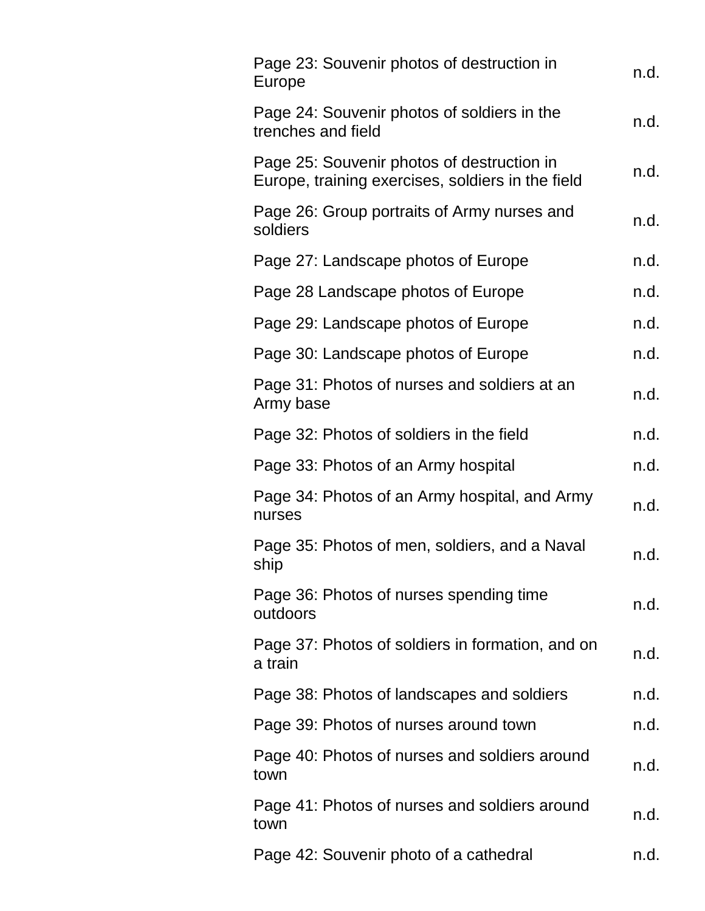| | |
|---|---|
| Page 23: Souvenir photos of destruction in Europe | n.d. |
| Page 24: Souvenir photos of soldiers in the trenches and field | n.d. |
| Page 25: Souvenir photos of destruction in Europe, training exercises, soldiers in the field | n.d. |
| Page 26: Group portraits of Army nurses and soldiers | n.d. |
| Page 27: Landscape photos of Europe | n.d. |
| Page 28 Landscape photos of Europe | n.d. |
| Page 29: Landscape photos of Europe | n.d. |
| Page 30: Landscape photos of Europe | n.d. |
| Page 31: Photos of nurses and soldiers at an Army base | n.d. |
| Page 32: Photos of soldiers in the field | n.d. |
| Page 33: Photos of an Army hospital | n.d. |
| Page 34: Photos of an Army hospital, and Army nurses | n.d. |
| Page 35: Photos of men, soldiers, and a Naval ship | n.d. |
| Page 36: Photos of nurses spending time outdoors | n.d. |
| Page 37: Photos of soldiers in formation, and on a train | n.d. |
| Page 38: Photos of landscapes and soldiers | n.d. |
| Page 39: Photos of nurses around town | n.d. |
| Page 40: Photos of nurses and soldiers around town | n.d. |
| Page 41: Photos of nurses and soldiers around town | n.d. |
| Page 42: Souvenir photo of a cathedral | n.d. |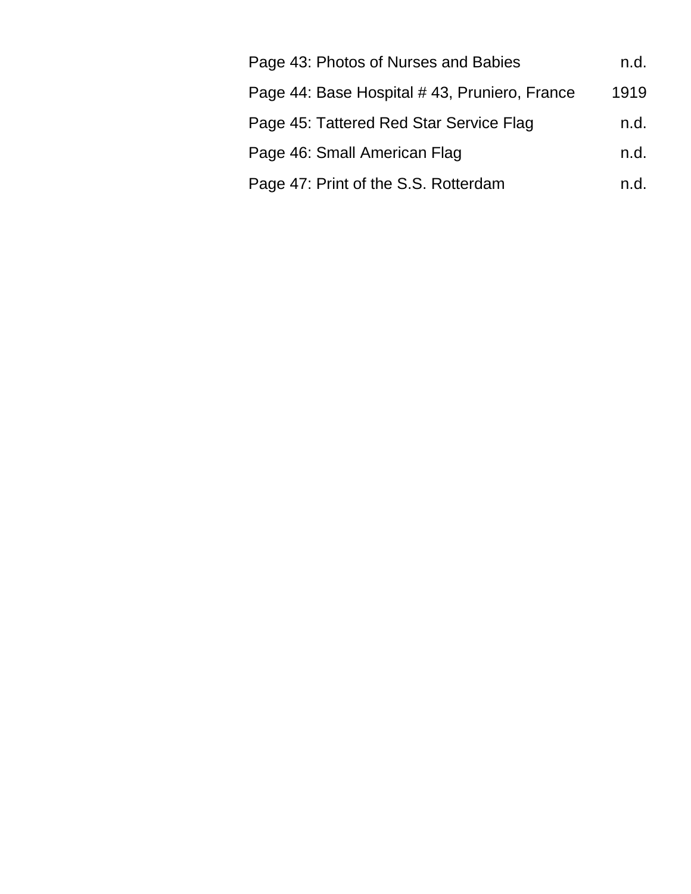| | |
|---|---|
| Page 43: Photos of Nurses and Babies | n.d. |
| Page 44: Base Hospital # 43, Pruniero, France | 1919 |
| Page 45: Tattered Red Star Service Flag | n.d. |
| Page 46: Small American Flag | n.d. |
| Page 47: Print of the S.S. Rotterdam | n.d. |